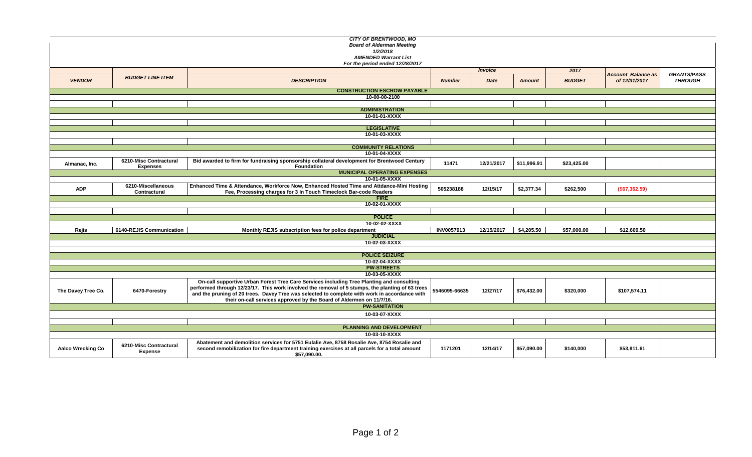*CITY OF BRENTWOOD, MO*
*Board of Alderman Meeting*
*1/2/2018*
*AMENDED Warrant List*
*For the period ended 12/28/2017*

| *VENDOR* | *BUDGET LINE ITEM* | *DESCRIPTION* | *Invoice Number* | *Invoice Date* | *Invoice Amount* | *2017 BUDGET* | *Account Balance as of 12/31/2017* | *GRANTS/PASS THROUGH* |
|---|---|---|---|---|---|---|---|---|
| | | **CONSTRUCTION ESCROW PAYABLE** | | | | | | |
| | | **10-00-00-2100** | | | | | | |
| | | | | | | | | |
| | | **ADMINISTRATION** | | | | | | |
| | | **10-01-01-XXXX** | | | | | | |
| | | | | | | | | |
| | | **LEGISLATIVE** | | | | | | |
| | | **10-01-03-XXXX** | | | | | | |
| | | | | | | | | |
| | | **COMMUNITY RELATIONS** | | | | | | |
| | | **10-01-04-XXXX** | | | | | | |
| **Almanac, Inc.** | **6210-Misc Contractural Expenses** | **Bid awarded to firm for fundraising sponsorship collateral development for Brentwood Century Foundation** | **11471** | **12/21/2017** | **$11,996.91** | **$23,425.00** | | |
| | | **MUNICIPAL OPERATING EXPENSES** | | | | | | |
| | | **10-01-05-XXXX** | | | | | | |
| **ADP** | **6210-Miscellaneous Contractural** | **Enhanced Time & Attendance, Workforce Now, Enhanced Hosted Time and Attdance-Mini Hosting Fee, Processing charges for 3 In Touch Timeclock Bar-code Readers** | **505238188** | **12/15/17** | **$2,377.34** | **$262,500** | **($67,362.59)** | |
| | | **FIRE** | | | | | | |
| | | **10-02-01-XXXX** | | | | | | |
| | | | | | | | | |
| | | **POLICE** | | | | | | |
| | | **10-02-02-XXXX** | | | | | | |
| **Rejis** | **6140-REJIS Communication** | **Monthly REJIS subscription fees for police department** | **INV0057913** | **12/15/2017** | **$4,205.50** | **$57,000.00** | **$12,609.50** | |
| | | **JUDICIAL** | | | | | | |
| | | **10-02-03-XXXX** | | | | | | |
| | | | | | | | | |
| | | **POLICE SEIZURE** | | | | | | |
| | | **10-02-04-XXXX** | | | | | | |
| | | **PW-STREETS** | | | | | | |
| | | **10-03-05-XXXX** | | | | | | |
| **The Davey Tree Co.** | **6470-Forestry** | **On-call supportive Urban Forest Tree Care Services including Tree Planting and consulting performed through 12/23/17. This work involved the removal of 5 stumps, the planting of 63 trees and the pruning of 20 trees. Davey Tree was selected to complete with work in accordance with their on-call services approved by the Board of Aldermen on 11/7/16.** | **5546095-66635** | **12/27/17** | **$76,432.00** | **$320,000** | **$107,574.11** | |
| | | **PW-SANITATION** | | | | | | |
| | | **10-03-07-XXXX** | | | | | | |
| | | | | | | | | |
| | | **PLANNING AND DEVELOPMENT** | | | | | | |
| | | **10-03-10-XXXX** | | | | | | |
| **Aalco Wrecking Co** | **6210-Misc Contractural Expense** | **Abatement and demolition services for 5751 Eulalie Ave, 8758 Rosalie Ave, 8754 Rosalie and second remobilization for fire department training exercises at all parcels for a total amount $57,090.00.** | **1171201** | **12/14/17** | **$57,090.00** | **$140,000** | **$53,811.61** | |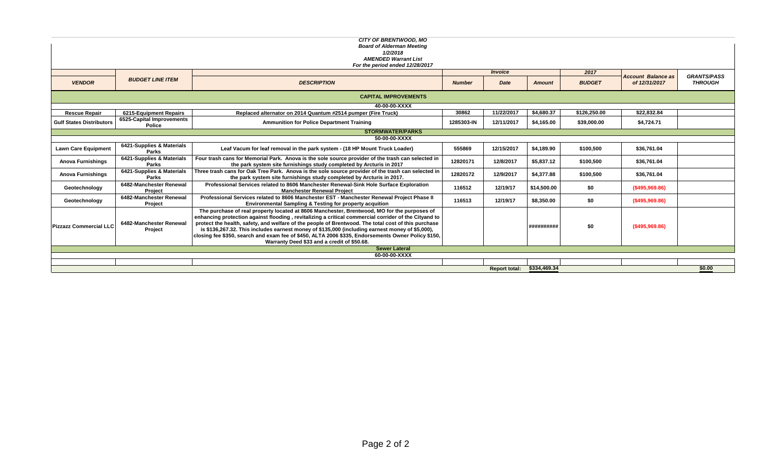*CITY OF BRENTWOOD, MO*
*Board of Alderman Meeting*
*1/2/2018*
*AMENDED Warrant List*
*For the period ended 12/28/2017*

| VENDOR | BUDGET LINE ITEM | DESCRIPTION | Invoice Number | Invoice Date | Invoice Amount | 2017 BUDGET | Account Balance as of 12/31/2017 | GRANTS/PASS THROUGH |
|---|---|---|---|---|---|---|---|---|
| **CAPITAL IMPROVEMENTS** | | | | | | | | |
| 40-00-00-XXXX | | | | | | | | |
| Rescue Repair | 6215-Equipment Repairs | Replaced alternator on 2014 Quantum #2514 pumper (Fire Truck) | 30862 | 11/22/2017 | $4,680.37 | $126,250.00 | $22,832.84 | |
| Gulf States Distributors | 6525-Capital Improvements Police | Ammunition for Police Department Training | 1285303-IN | 12/11/2017 | $4,165.00 | $39,000.00 | $4,724.71 | |
| **STORMWATER/PARKS** | | | | | | | | |
| 50-00-00-XXXX | | | | | | | | |
| Lawn Care Equipment | 6421-Supplies & Materials Parks | Leaf Vacum for leaf removal in the park system - (18 HP Mount Truck Loader) | 555869 | 12/15/2017 | $4,189.90 | $100,500 | $36,761.04 | |
| Anova Furnishings | 6421-Supplies & Materials Parks | Four trash cans for Memorial Park. Anova is the sole source provider of the trash can selected in the park system site furnishings study completed by Arcturis in 2017 | 12820171 | 12/8/2017 | $5,837.12 | $100,500 | $36,761.04 | |
| Anova Furnishings | 6421-Supplies & Materials Parks | Three trash cans for Oak Tree Park. Anova is the sole source provider of the trash can selected in the park system site furnishings study completed by Arcturis in 2017. | 12820172 | 12/9/2017 | $4,377.88 | $100,500 | $36,761.04 | |
| Geotechnology | 6482-Manchester Renewal Project | Professional Services related to 8606 Manchester Renewal-Sink Hole Surface Exploration Manchester Renewal Project | 116512 | 12/19/17 | $14,500.00 | $0 | ($495,969.86) | |
| Geotechnology | 6482-Manchester Renewal Project | Professional Services related to 8606 Manchester EST - Manchester Renewal Project Phase II Environmental Sampling & Testing for property acquition | 116513 | 12/19/17 | $8,350.00 | $0 | ($495,969.86) | |
| Pizzazz Commercial LLC | 6482-Manchester Renewal Project | The purchase of real property located at 8606 Manchester, Brentwood, MO for the purposes of enhancing protection against flooding , revitalizing a critical commercial corrider of the Cityand to protect the health, safety, and welfare of the people of Brentwood. The total cost of this purchase is $136,267.32. This includes earnest money of $135,000 (including earnest money of $5,000), closing fee $350, search and exam fee of $450, ALTA 2006 $335, Endorsements Owner Policy $150, Warranty Deed $33 and a credit of $50.68. | | | ########## | $0 | ($495,969.86) | |
| **Sewer Lateral** | | | | | | | | |
| 60-00-00-XXXX | | | | | | | | |
| | | | | | | | | |
| | | | | Report total: | $334,469.34 | | | $0.00 |